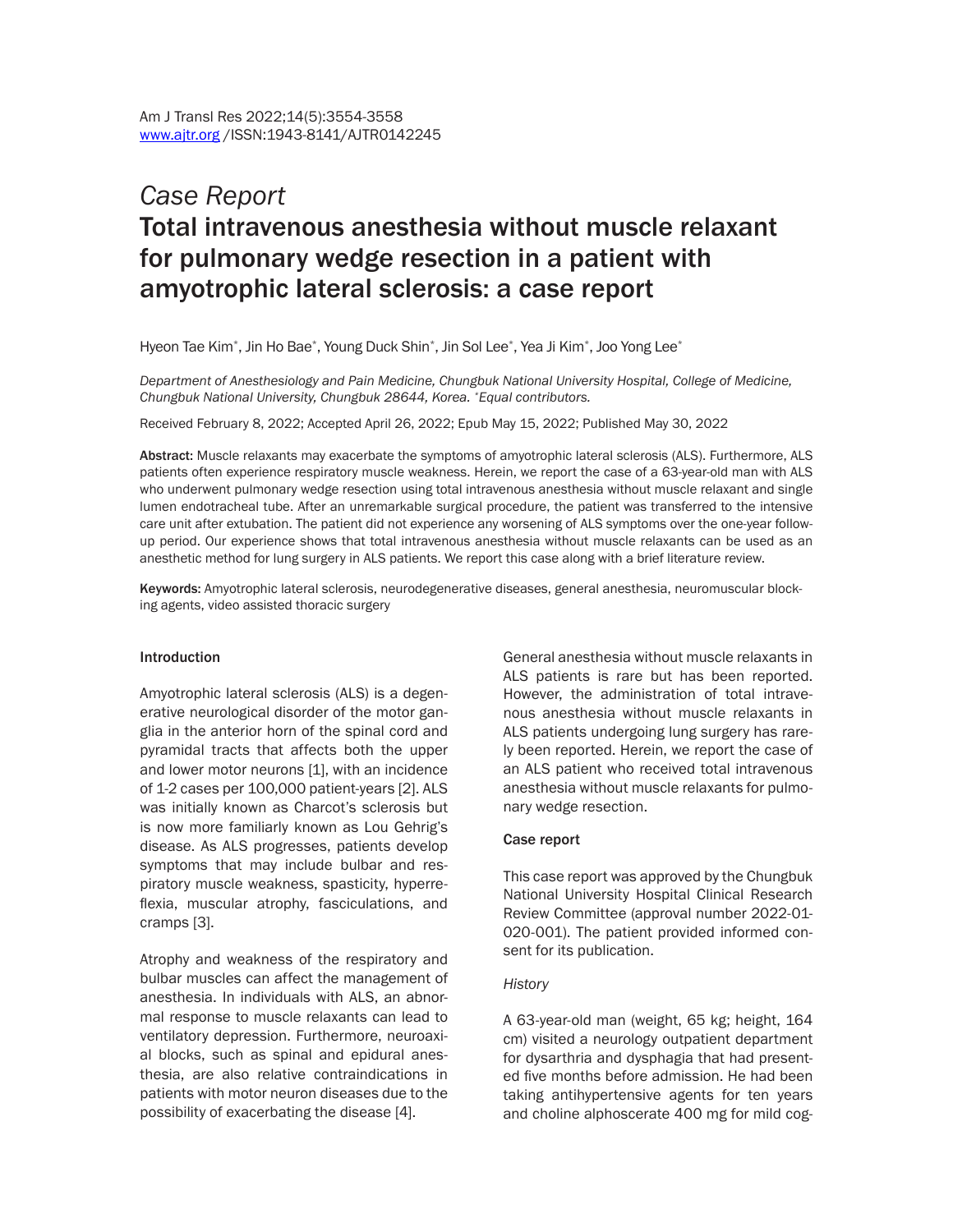*Case Report*

# Total intravenous anesthesia without muscle relaxant for pulmonary wedge resection in a patient with amyotrophic lateral sclerosis: a case report

Hyeon Tae Kim*, Jin Ho Bae*, Young Duck Shin*, Jin Sol Lee*, Yea Ji Kim*, Joo Yong Lee*

*Department of Anesthesiology and Pain Medicine, Chungbuk National University Hospital, College of Medicine, Chungbuk National University, Chungbuk 28644, Korea. *Equal contributors.*

Received February 8, 2022; Accepted April 26, 2022; Epub May 15, 2022; Published May 30, 2022

**Abstract:** Muscle relaxants may exacerbate the symptoms of amyotrophic lateral sclerosis (ALS). Furthermore, ALS patients often experience respiratory muscle weakness. Herein, we report the case of a 63-year-old man with ALS who underwent pulmonary wedge resection using total intravenous anesthesia without muscle relaxant and single lumen endotracheal tube. After an unremarkable surgical procedure, the patient was transferred to the intensive care unit after extubation. The patient did not experience any worsening of ALS symptoms over the one-year follow-up period. Our experience shows that total intravenous anesthesia without muscle relaxants can be used as an anesthetic method for lung surgery in ALS patients. We report this case along with a brief literature review.

**Keywords:** Amyotrophic lateral sclerosis, neurodegenerative diseases, general anesthesia, neuromuscular blocking agents, video assisted thoracic surgery

## Introduction

Amyotrophic lateral sclerosis (ALS) is a degenerative neurological disorder of the motor ganglia in the anterior horn of the spinal cord and pyramidal tracts that affects both the upper and lower motor neurons [1], with an incidence of 1-2 cases per 100,000 patient-years [2]. ALS was initially known as Charcot's sclerosis but is now more familiarly known as Lou Gehrig's disease. As ALS progresses, patients develop symptoms that may include bulbar and respiratory muscle weakness, spasticity, hyperreflexia, muscular atrophy, fasciculations, and cramps [3].

Atrophy and weakness of the respiratory and bulbar muscles can affect the management of anesthesia. In individuals with ALS, an abnormal response to muscle relaxants can lead to ventilatory depression. Furthermore, neuroaxial blocks, such as spinal and epidural anesthesia, are also relative contraindications in patients with motor neuron diseases due to the possibility of exacerbating the disease [4].

General anesthesia without muscle relaxants in ALS patients is rare but has been reported. However, the administration of total intravenous anesthesia without muscle relaxants in ALS patients undergoing lung surgery has rarely been reported. Herein, we report the case of an ALS patient who received total intravenous anesthesia without muscle relaxants for pulmonary wedge resection.

## Case report

This case report was approved by the Chungbuk National University Hospital Clinical Research Review Committee (approval number 2022-01-020-001). The patient provided informed consent for its publication.

### *History*

A 63-year-old man (weight, 65 kg; height, 164 cm) visited a neurology outpatient department for dysarthria and dysphagia that had presented five months before admission. He had been taking antihypertensive agents for ten years and choline alphoscerate 400 mg for mild cog-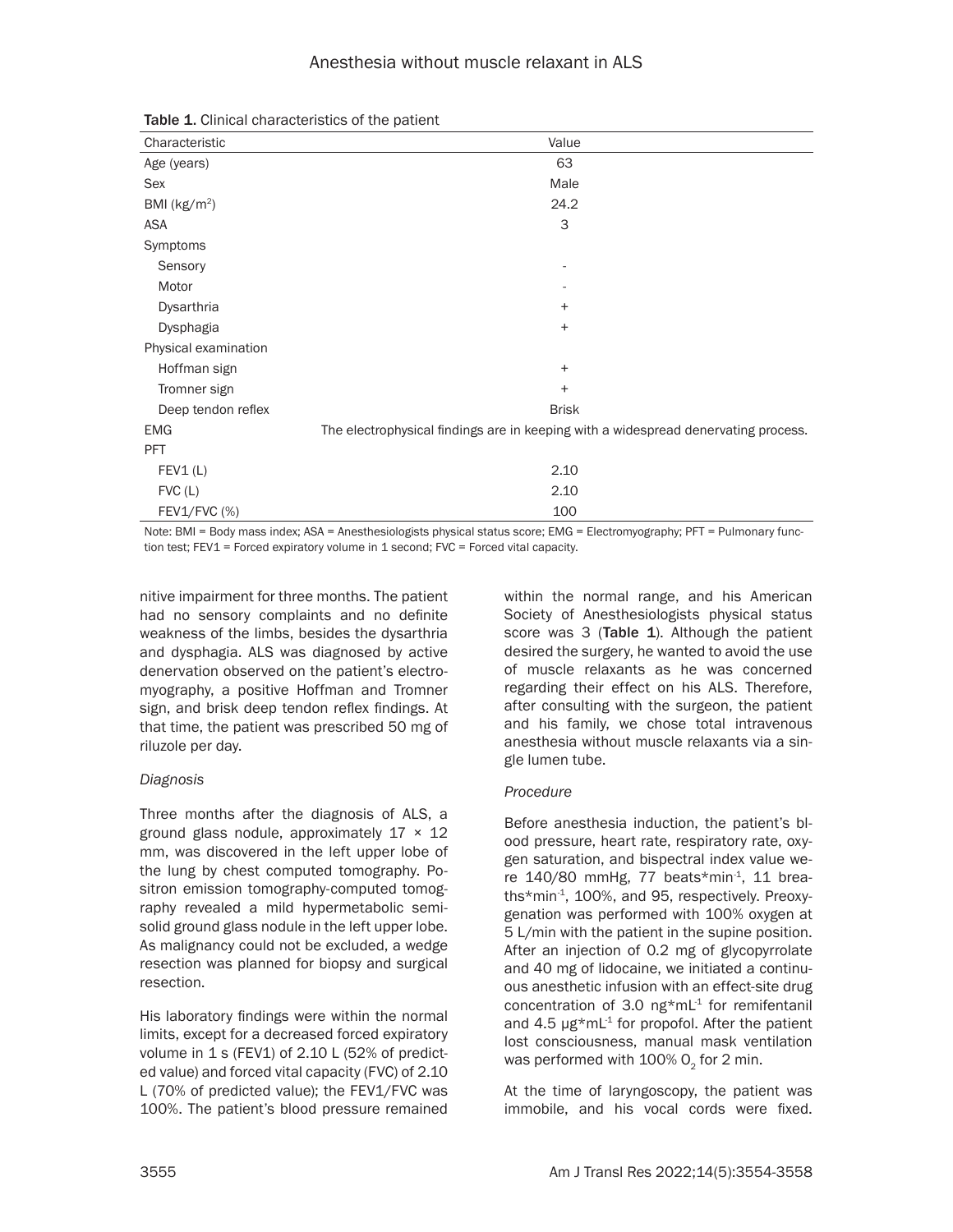Table 1. Clinical characteristics of the patient

| Characteristic | Value |
|---|---|
| Age (years) | 63 |
| Sex | Male |
| BMI (kg/m$^2$) | 24.2 |
| ASA | 3 |
| Symptoms | |
| Sensory | - |
| Motor | - |
| Dysarthria | + |
| Dysphagia | + |
| Physical examination | |
| Hoffman sign | + |
| Tromner sign | + |
| Deep tendon reflex | Brisk |
| EMG | The electrophysical findings are in keeping with a widespread denervating process. |
| PFT | |
| FEV1 (L) | 2.10 |
| FVC (L) | 2.10 |
| FEV1/FVC (%) | 100 |

Note: BMI = Body mass index; ASA = Anesthesiologists physical status score; EMG = Electromyography; PFT = Pulmonary function test; FEV1 = Forced expiratory volume in 1 second; FVC = Forced vital capacity.

nitive impairment for three months. The patient had no sensory complaints and no definite weakness of the limbs, besides the dysarthria and dysphagia. ALS was diagnosed by active denervation observed on the patient's electromyography, a positive Hoffman and Tromner sign, and brisk deep tendon reflex findings. At that time, the patient was prescribed 50 mg of riluzole per day.

*Diagnosis*

Three months after the diagnosis of ALS, a ground glass nodule, approximately 17 × 12 mm, was discovered in the left upper lobe of the lung by chest computed tomography. Positron emission tomography-computed tomography revealed a mild hypermetabolic semisolid ground glass nodule in the left upper lobe. As malignancy could not be excluded, a wedge resection was planned for biopsy and surgical resection.

His laboratory findings were within the normal limits, except for a decreased forced expiratory volume in 1 s (FEV1) of 2.10 L (52% of predicted value) and forced vital capacity (FVC) of 2.10 L (70% of predicted value); the FEV1/FVC was 100%. The patient's blood pressure remained within the normal range, and his American Society of Anesthesiologists physical status score was 3 (**Table 1**). Although the patient desired the surgery, he wanted to avoid the use of muscle relaxants as he was concerned regarding their effect on his ALS. Therefore, after consulting with the surgeon, the patient and his family, we chose total intravenous anesthesia without muscle relaxants via a single lumen tube.

*Procedure*

Before anesthesia induction, the patient's blood pressure, heart rate, respiratory rate, oxygen saturation, and bispectral index value were 140/80 mmHg, 77 beats*min$^{-1}$, 11 breaths*min$^{-1}$, 100%, and 95, respectively. Preoxygenation was performed with 100% oxygen at 5 L/min with the patient in the supine position. After an injection of 0.2 mg of glycopyrrolate and 40 mg of lidocaine, we initiated a continuous anesthetic infusion with an effect-site drug concentration of 3.0 ng*mL$^{-1}$ for remifentanil and 4.5 μg*mL$^{-1}$ for propofol. After the patient lost consciousness, manual mask ventilation was performed with 100% $O_2$ for 2 min.

At the time of laryngoscopy, the patient was immobile, and his vocal cords were fixed.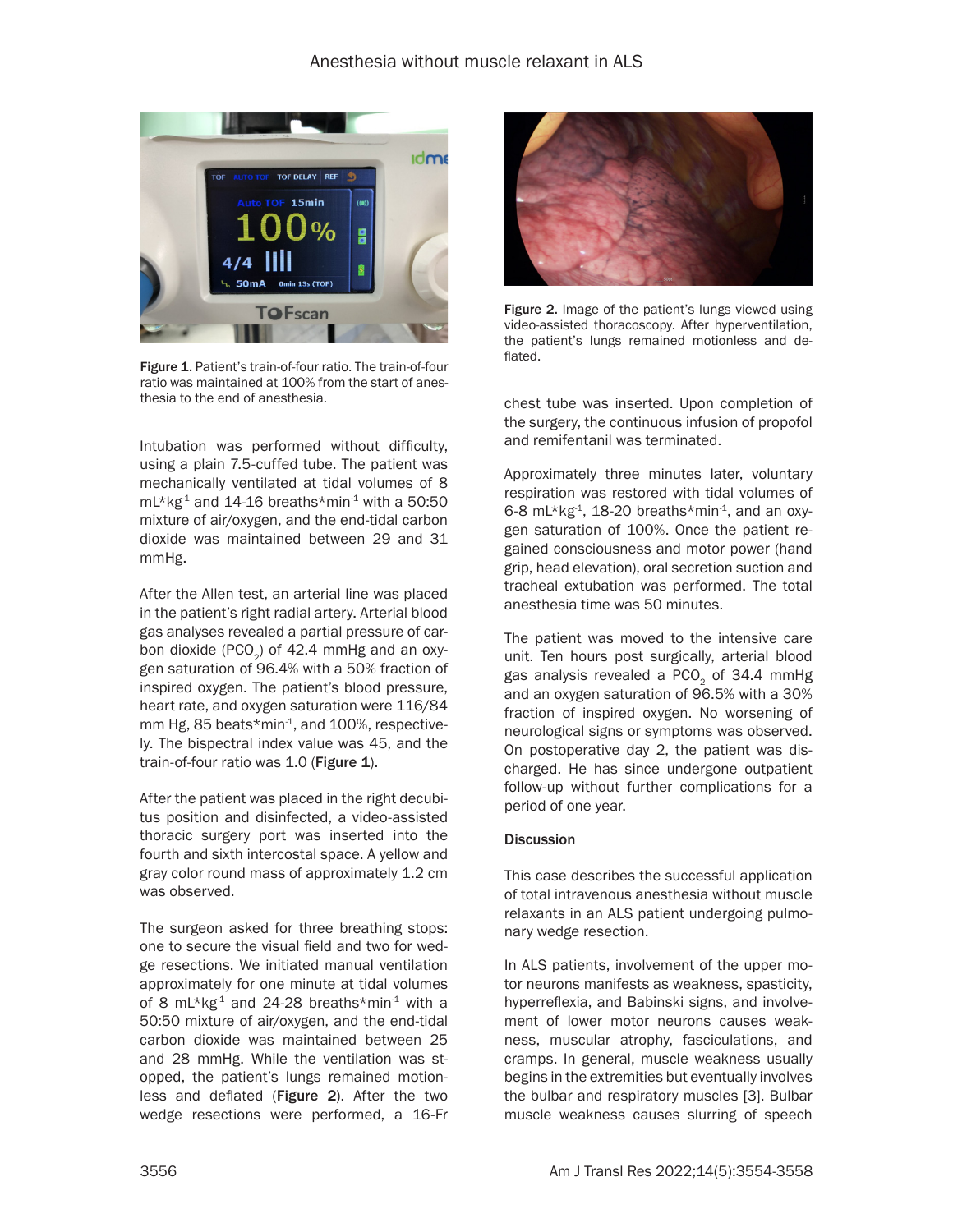Figure 1. Patient's train-of-four ratio. The train-of-four ratio was maintained at 100% from the start of anesthesia to the end of anesthesia.

Intubation was performed without difficulty, using a plain 7.5-cuffed tube. The patient was mechanically ventilated at tidal volumes of 8 mL*kg$^{-1}$ and 14-16 breaths*min$^{-1}$ with a 50:50 mixture of air/oxygen, and the end-tidal carbon dioxide was maintained between 29 and 31 mmHg.

After the Allen test, an arterial line was placed in the patient's right radial artery. Arterial blood gas analyses revealed a partial pressure of carbon dioxide ($PCO_2$) of 42.4 mmHg and an oxygen saturation of 96.4% with a 50% fraction of inspired oxygen. The patient's blood pressure, heart rate, and oxygen saturation were 116/84 mm Hg, 85 beats*min$^{-1}$, and 100%, respectively. The bispectral index value was 45, and the train-of-four ratio was 1.0 (**Figure 1**).

After the patient was placed in the right decubitus position and disinfected, a video-assisted thoracic surgery port was inserted into the fourth and sixth intercostal space. A yellow and gray color round mass of approximately 1.2 cm was observed.

The surgeon asked for three breathing stops: one to secure the visual field and two for wedge resections. We initiated manual ventilation approximately for one minute at tidal volumes of 8 mL*kg$^{-1}$ and 24-28 breaths*min$^{-1}$ with a 50:50 mixture of air/oxygen, and the end-tidal carbon dioxide was maintained between 25 and 28 mmHg. While the ventilation was stopped, the patient's lungs remained motionless and deflated (**Figure 2**). After the two wedge resections were performed, a 16-Fr chest tube was inserted. Upon completion of the surgery, the continuous infusion of propofol and remifentanil was terminated.

Figure 2. Image of the patient's lungs viewed using video-assisted thoracoscopy. After hyperventilation, the patient's lungs remained motionless and deflated.

Approximately three minutes later, voluntary respiration was restored with tidal volumes of 6-8 mL*kg$^{-1}$, 18-20 breaths*min$^{-1}$, and an oxygen saturation of 100%. Once the patient regained consciousness and motor power (hand grip, head elevation), oral secretion suction and tracheal extubation was performed. The total anesthesia time was 50 minutes.

The patient was moved to the intensive care unit. Ten hours post surgically, arterial blood gas analysis revealed a $PCO_2$ of 34.4 mmHg and an oxygen saturation of 96.5% with a 30% fraction of inspired oxygen. No worsening of neurological signs or symptoms was observed. On postoperative day 2, the patient was discharged. He has since undergone outpatient follow-up without further complications for a period of one year.

## Discussion

This case describes the successful application of total intravenous anesthesia without muscle relaxants in an ALS patient undergoing pulmonary wedge resection.

In ALS patients, involvement of the upper motor neurons manifests as weakness, spasticity, hyperreflexia, and Babinski signs, and involvement of lower motor neurons causes weakness, muscular atrophy, fasciculations, and cramps. In general, muscle weakness usually begins in the extremities but eventually involves the bulbar and respiratory muscles [3]. Bulbar muscle weakness causes slurring of speech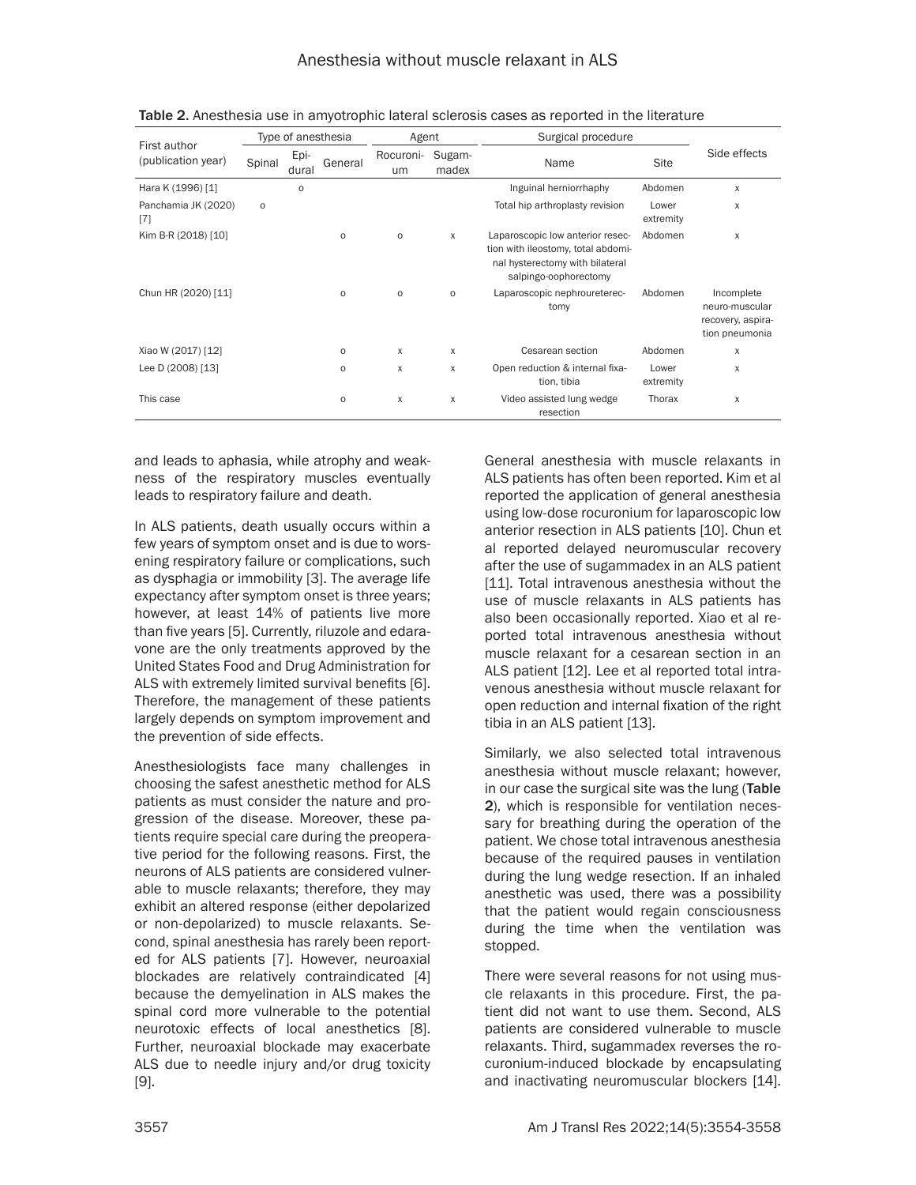Table 2. Anesthesia use in amyotrophic lateral sclerosis cases as reported in the literature

| First author (publication year) | Type of anesthesia | | | Agent | | Surgical procedure | | Side effects |
|---|---|---|---|---|---|---|---|---|
| | Spinal | Epidural | General | Rocuronium | Sugammadex | Name | Site | |
| Hara K (1996) [1] | | o | | | | Inguinal herniorrhaphy | Abdomen | x |
| Panchamia JK (2020) [7] | o | | | | | Total hip arthroplasty revision | Lower extremity | x |
| Kim B-R (2018) [10] | | | o | o | x | Laparoscopic low anterior resection with ileostomy, total abdominal hysterectomy with bilateral salpingo-oophorectomy | Abdomen | x |
| Chun HR (2020) [11] | | | o | o | o | Laparoscopic nephroureterectomy | Abdomen | Incomplete neuro-muscular recovery, aspiration pneumonia |
| Xiao W (2017) [12] | | | o | x | x | Cesarean section | Abdomen | x |
| Lee D (2008) [13] | | | o | x | x | Open reduction & internal fixation, tibia | Lower extremity | x |
| This case | | | o | x | x | Video assisted lung wedge resection | Thorax | x |

and leads to aphasia, while atrophy and weakness of the respiratory muscles eventually leads to respiratory failure and death.

In ALS patients, death usually occurs within a few years of symptom onset and is due to worsening respiratory failure or complications, such as dysphagia or immobility [3]. The average life expectancy after symptom onset is three years; however, at least 14% of patients live more than five years [5]. Currently, riluzole and edaravone are the only treatments approved by the United States Food and Drug Administration for ALS with extremely limited survival benefits [6]. Therefore, the management of these patients largely depends on symptom improvement and the prevention of side effects.

Anesthesiologists face many challenges in choosing the safest anesthetic method for ALS patients as must consider the nature and progression of the disease. Moreover, these patients require special care during the preoperative period for the following reasons. First, the neurons of ALS patients are considered vulnerable to muscle relaxants; therefore, they may exhibit an altered response (either depolarized or non-depolarized) to muscle relaxants. Second, spinal anesthesia has rarely been reported for ALS patients [7]. However, neuroaxial blockades are relatively contraindicated [4] because the demyelination in ALS makes the spinal cord more vulnerable to the potential neurotoxic effects of local anesthetics [8]. Further, neuroaxial blockade may exacerbate ALS due to needle injury and/or drug toxicity [9].

General anesthesia with muscle relaxants in ALS patients has often been reported. Kim et al reported the application of general anesthesia using low-dose rocuronium for laparoscopic low anterior resection in ALS patients [10]. Chun et al reported delayed neuromuscular recovery after the use of sugammadex in an ALS patient [11]. Total intravenous anesthesia without the use of muscle relaxants in ALS patients has also been occasionally reported. Xiao et al reported total intravenous anesthesia without muscle relaxant for a cesarean section in an ALS patient [12]. Lee et al reported total intravenous anesthesia without muscle relaxant for open reduction and internal fixation of the right tibia in an ALS patient [13].

Similarly, we also selected total intravenous anesthesia without muscle relaxant; however, in our case the surgical site was the lung (**Table 2**), which is responsible for ventilation necessary for breathing during the operation of the patient. We chose total intravenous anesthesia because of the required pauses in ventilation during the lung wedge resection. If an inhaled anesthetic was used, there was a possibility that the patient would regain consciousness during the time when the ventilation was stopped.

There were several reasons for not using muscle relaxants in this procedure. First, the patient did not want to use them. Second, ALS patients are considered vulnerable to muscle relaxants. Third, sugammadex reverses the rocuronium-induced blockade by encapsulating and inactivating neuromuscular blockers [14].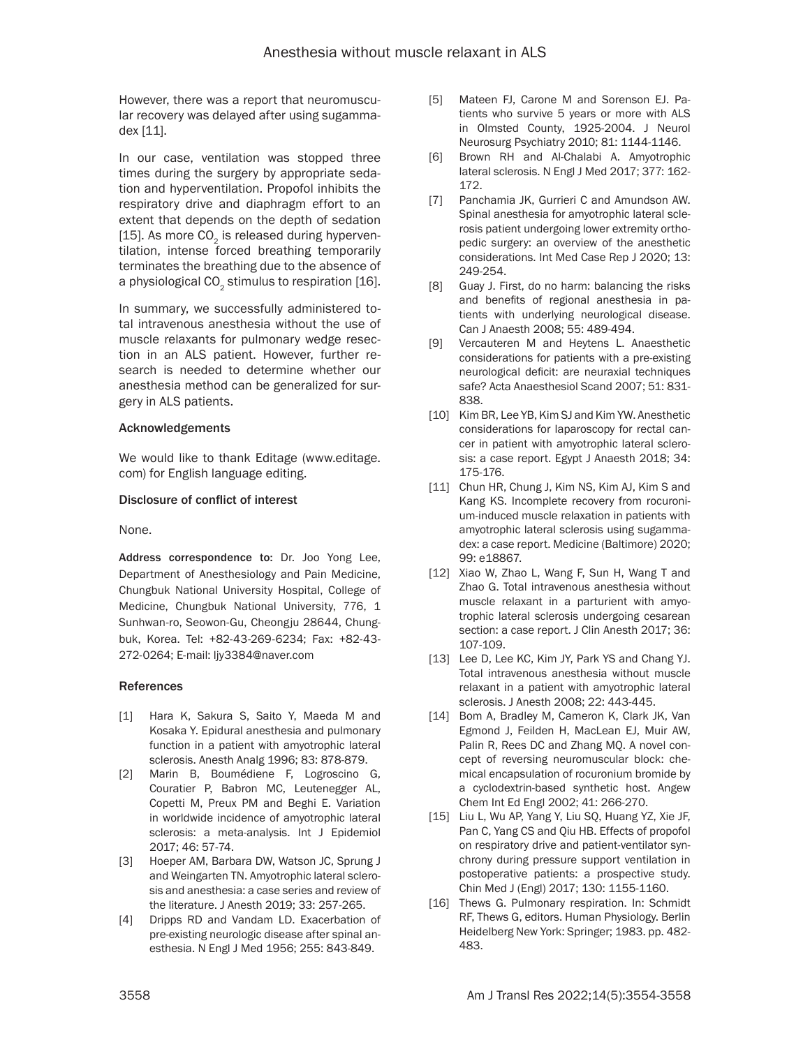However, there was a report that neuromuscular recovery was delayed after using sugammadex [11].

In our case, ventilation was stopped three times during the surgery by appropriate sedation and hyperventilation. Propofol inhibits the respiratory drive and diaphragm effort to an extent that depends on the depth of sedation [15]. As more $CO_2$ is released during hyperventilation, intense forced breathing temporarily terminates the breathing due to the absence of a physiological $CO_2$ stimulus to respiration [16].

In summary, we successfully administered total intravenous anesthesia without the use of muscle relaxants for pulmonary wedge resection in an ALS patient. However, further research is needed to determine whether our anesthesia method can be generalized for surgery in ALS patients.

## Acknowledgements

We would like to thank Editage (www.editage.com) for English language editing.

## Disclosure of conflict of interest

None.

**Address correspondence to:** Dr. Joo Yong Lee, Department of Anesthesiology and Pain Medicine, Chungbuk National University Hospital, College of Medicine, Chungbuk National University, 776, 1 Sunhwan-ro, Seowon-Gu, Cheongju 28644, Chungbuk, Korea. Tel: +82-43-269-6234; Fax: +82-43-272-0264; E-mail: ljy3384@naver.com

## References

[1] Hara K, Sakura S, Saito Y, Maeda M and Kosaka Y. Epidural anesthesia and pulmonary function in a patient with amyotrophic lateral sclerosis. Anesth Analg 1996; 83: 878-879.

[2] Marin B, Boumédiene F, Logroscino G, Couratier P, Babron MC, Leutenegger AL, Copetti M, Preux PM and Beghi E. Variation in worldwide incidence of amyotrophic lateral sclerosis: a meta-analysis. Int J Epidemiol 2017; 46: 57-74.

[3] Hoeper AM, Barbara DW, Watson JC, Sprung J and Weingarten TN. Amyotrophic lateral sclerosis and anesthesia: a case series and review of the literature. J Anesth 2019; 33: 257-265.

[4] Dripps RD and Vandam LD. Exacerbation of pre-existing neurologic disease after spinal anesthesia. N Engl J Med 1956; 255: 843-849.

[5] Mateen FJ, Carone M and Sorenson EJ. Patients who survive 5 years or more with ALS in Olmsted County, 1925-2004. J Neurol Neurosurg Psychiatry 2010; 81: 1144-1146.

[6] Brown RH and Al-Chalabi A. Amyotrophic lateral sclerosis. N Engl J Med 2017; 377: 162-172.

[7] Panchamia JK, Gurrieri C and Amundson AW. Spinal anesthesia for amyotrophic lateral sclerosis patient undergoing lower extremity orthopedic surgery: an overview of the anesthetic considerations. Int Med Case Rep J 2020; 13: 249-254.

[8] Guay J. First, do no harm: balancing the risks and benefits of regional anesthesia in patients with underlying neurological disease. Can J Anaesth 2008; 55: 489-494.

[9] Vercauteren M and Heytens L. Anaesthetic considerations for patients with a pre-existing neurological deficit: are neuraxial techniques safe? Acta Anaesthesiol Scand 2007; 51: 831-838.

[10] Kim BR, Lee YB, Kim SJ and Kim YW. Anesthetic considerations for laparoscopy for rectal cancer in patient with amyotrophic lateral sclerosis: a case report. Egypt J Anaesth 2018; 34: 175-176.

[11] Chun HR, Chung J, Kim NS, Kim AJ, Kim S and Kang KS. Incomplete recovery from rocuronium-induced muscle relaxation in patients with amyotrophic lateral sclerosis using sugammadex: a case report. Medicine (Baltimore) 2020; 99: e18867.

[12] Xiao W, Zhao L, Wang F, Sun H, Wang T and Zhao G. Total intravenous anesthesia without muscle relaxant in a parturient with amyotrophic lateral sclerosis undergoing cesarean section: a case report. J Clin Anesth 2017; 36: 107-109.

[13] Lee D, Lee KC, Kim JY, Park YS and Chang YJ. Total intravenous anesthesia without muscle relaxant in a patient with amyotrophic lateral sclerosis. J Anesth 2008; 22: 443-445.

[14] Bom A, Bradley M, Cameron K, Clark JK, Van Egmond J, Feilden H, MacLean EJ, Muir AW, Palin R, Rees DC and Zhang MQ. A novel concept of reversing neuromuscular block: chemical encapsulation of rocuronium bromide by a cyclodextrin-based synthetic host. Angew Chem Int Ed Engl 2002; 41: 266-270.

[15] Liu L, Wu AP, Yang Y, Liu SQ, Huang YZ, Xie JF, Pan C, Yang CS and Qiu HB. Effects of propofol on respiratory drive and patient-ventilator synchrony during pressure support ventilation in postoperative patients: a prospective study. Chin Med J (Engl) 2017; 130: 1155-1160.

[16] Thews G. Pulmonary respiration. In: Schmidt RF, Thews G, editors. Human Physiology. Berlin Heidelberg New York: Springer; 1983. pp. 482-483.